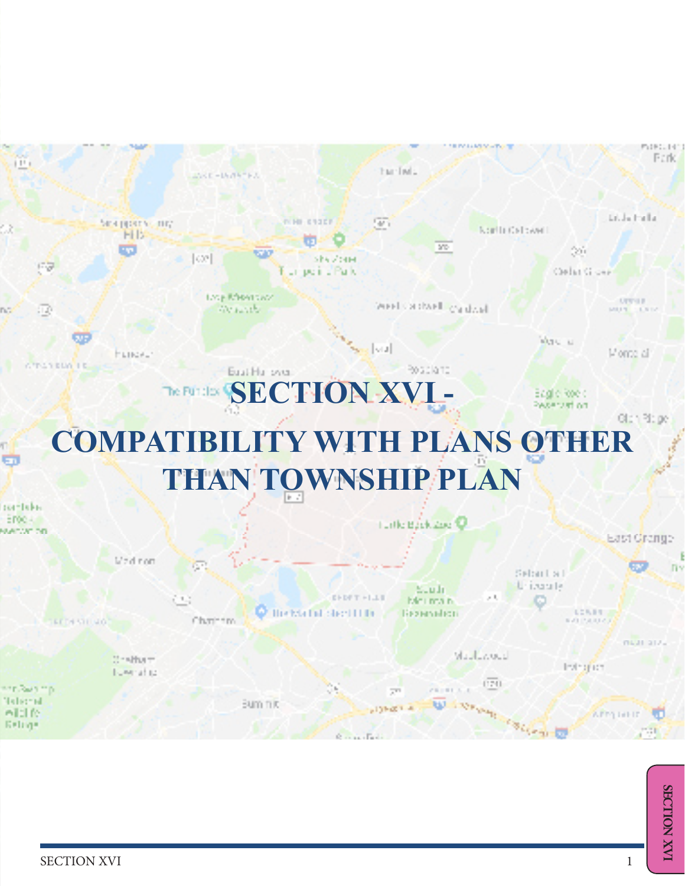# SECTION XVI - COMPATIBILITY WITH PLANS OTHER THAN TOWNSHIP PLAN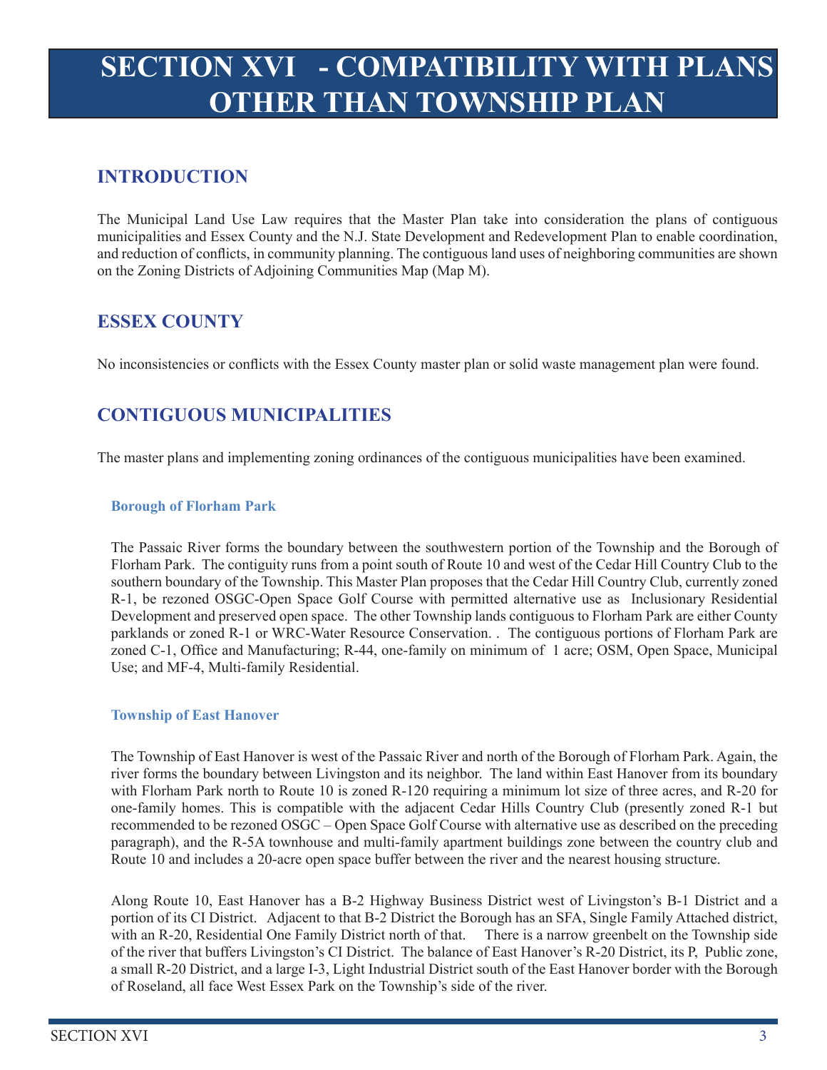# SECTION XVI - COMPATIBILITY WITH PLANS OTHER THAN TOWNSHIP PLAN

## INTRODUCTION

The Municipal Land Use Law requires that the Master Plan take into consideration the plans of contiguous municipalities and Essex County and the N.J. State Development and Redevelopment Plan to enable coordination, and reduction of conflicts, in community planning. The contiguous land uses of neighboring communities are shown on the Zoning Districts of Adjoining Communities Map (Map M).

## ESSEX COUNTY

No inconsistencies or conflicts with the Essex County master plan or solid waste management plan were found.

## CONTIGUOUS MUNICIPALITIES

The master plans and implementing zoning ordinances of the contiguous municipalities have been examined.

### Borough of Florham Park

The Passaic River forms the boundary between the southwestern portion of the Township and the Borough of Florham Park. The contiguity runs from a point south of Route 10 and west of the Cedar Hill Country Club to the southern boundary of the Township. This Master Plan proposes that the Cedar Hill Country Club, currently zoned R-1, be rezoned OSGC-Open Space Golf Course with permitted alternative use as Inclusionary Residential Development and preserved open space. The other Township lands contiguous to Florham Park are either County parklands or zoned R-1 or WRC-Water Resource Conservation. . The contiguous portions of Florham Park are zoned C-1, Office and Manufacturing; R-44, one-family on minimum of 1 acre; OSM, Open Space, Municipal Use; and MF-4, Multi-family Residential.

### Township of East Hanover

The Township of East Hanover is west of the Passaic River and north of the Borough of Florham Park. Again, the river forms the boundary between Livingston and its neighbor. The land within East Hanover from its boundary with Florham Park north to Route 10 is zoned R-120 requiring a minimum lot size of three acres, and R-20 for one-family homes. This is compatible with the adjacent Cedar Hills Country Club (presently zoned R-1 but recommended to be rezoned OSGC – Open Space Golf Course with alternative use as described on the preceding paragraph), and the R-5A townhouse and multi-family apartment buildings zone between the country club and Route 10 and includes a 20-acre open space buffer between the river and the nearest housing structure.

Along Route 10, East Hanover has a B-2 Highway Business District west of Livingston's B-1 District and a portion of its CI District. Adjacent to that B-2 District the Borough has an SFA, Single Family Attached district, with an R-20, Residential One Family District north of that. There is a narrow greenbelt on the Township side of the river that buffers Livingston's CI District. The balance of East Hanover's R-20 District, its P, Public zone, a small R-20 District, and a large I-3, Light Industrial District south of the East Hanover border with the Borough of Roseland, all face West Essex Park on the Township's side of the river.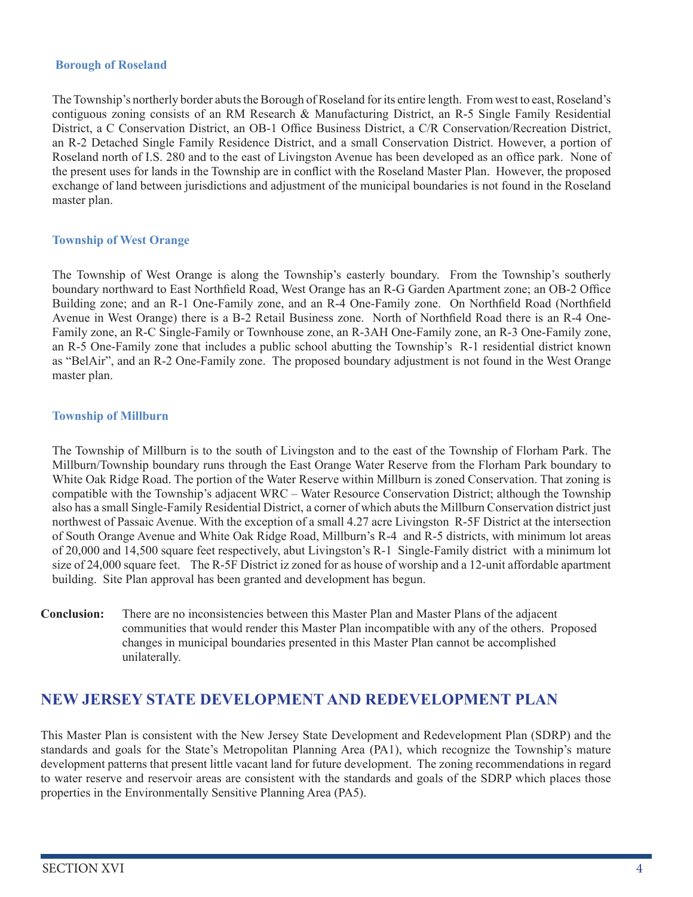### Borough of Roseland

The Township's northerly border abuts the Borough of Roseland for its entire length. From west to east, Roseland's contiguous zoning consists of an RM Research & Manufacturing District, an R-5 Single Family Residential District, a C Conservation District, an OB-1 Office Business District, a C/R Conservation/Recreation District, an R-2 Detached Single Family Residence District, and a small Conservation District. However, a portion of Roseland north of I.S. 280 and to the east of Livingston Avenue has been developed as an office park. None of the present uses for lands in the Township are in conflict with the Roseland Master Plan. However, the proposed exchange of land between jurisdictions and adjustment of the municipal boundaries is not found in the Roseland master plan.

### Township of West Orange

The Township of West Orange is along the Township's easterly boundary. From the Township's southerly boundary northward to East Northfield Road, West Orange has an R-G Garden Apartment zone; an OB-2 Office Building zone; and an R-1 One-Family zone, and an R-4 One-Family zone. On Northfield Road (Northfield Avenue in West Orange) there is a B-2 Retail Business zone. North of Northfield Road there is an R-4 One-Family zone, an R-C Single-Family or Townhouse zone, an R-3AH One-Family zone, an R-3 One-Family zone, an R-5 One-Family zone that includes a public school abutting the Township's R-1 residential district known as "BelAir", and an R-2 One-Family zone. The proposed boundary adjustment is not found in the West Orange master plan.

### Township of Millburn

The Township of Millburn is to the south of Livingston and to the east of the Township of Florham Park. The Millburn/Township boundary runs through the East Orange Water Reserve from the Florham Park boundary to White Oak Ridge Road. The portion of the Water Reserve within Millburn is zoned Conservation. That zoning is compatible with the Township's adjacent WRC – Water Resource Conservation District; although the Township also has a small Single-Family Residential District, a corner of which abuts the Millburn Conservation district just northwest of Passaic Avenue. With the exception of a small 4.27 acre Livingston R-5F District at the intersection of South Orange Avenue and White Oak Ridge Road, Millburn's R-4 and R-5 districts, with minimum lot areas of 20,000 and 14,500 square feet respectively, abut Livingston's R-1 Single-Family district with a minimum lot size of 24,000 square feet. The R-5F District iz zoned for as house of worship and a 12-unit affordable apartment building. Site Plan approval has been granted and development has begun.

**Conclusion:** There are no inconsistencies between this Master Plan and Master Plans of the adjacent communities that would render this Master Plan incompatible with any of the others. Proposed changes in municipal boundaries presented in this Master Plan cannot be accomplished unilaterally.

## NEW JERSEY STATE DEVELOPMENT AND REDEVELOPMENT PLAN

This Master Plan is consistent with the New Jersey State Development and Redevelopment Plan (SDRP) and the standards and goals for the State's Metropolitan Planning Area (PA1), which recognize the Township's mature development patterns that present little vacant land for future development. The zoning recommendations in regard to water reserve and reservoir areas are consistent with the standards and goals of the SDRP which places those properties in the Environmentally Sensitive Planning Area (PA5).